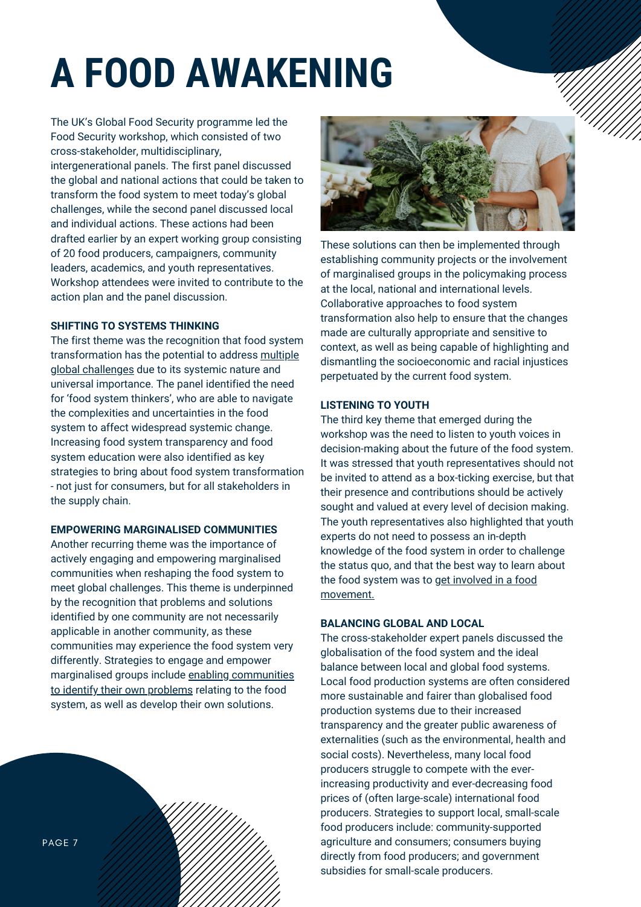# A FOOD AWAKENING

The UK's Global Food Security programme led the Food Security workshop, which consisted of two cross-stakeholder, multidisciplinary, intergenerational panels. The first panel discussed the global and national actions that could be taken to transform the food system to meet today's global challenges, while the second panel discussed local and individual actions. These actions had been drafted earlier by an expert working group consisting of 20 food producers, campaigners, community leaders, academics, and youth representatives. Workshop attendees were invited to contribute to the action plan and the panel discussion.

### SHIFTING TO SYSTEMS THINKING

The first theme was the recognition that food system transformation has the potential to address multiple global challenges due to its systemic nature and universal importance. The panel identified the need for 'food system thinkers', who are able to navigate the complexities and uncertainties in the food system to affect widespread systemic change. Increasing food system transparency and food system education were also identified as key strategies to bring about food system transformation - not just for consumers, but for all stakeholders in the supply chain.

### EMPOWERING MARGINALISED COMMUNITIES

Another recurring theme was the importance of actively engaging and empowering marginalised communities when reshaping the food system to meet global challenges. This theme is underpinned by the recognition that problems and solutions identified by one community are not necessarily applicable in another community, as these communities may experience the food system very differently. Strategies to engage and empower marginalised groups include enabling communities to identify their own problems relating to the food system, as well as develop their own solutions.

These solutions can then be implemented through establishing community projects or the involvement of marginalised groups in the policymaking process at the local, national and international levels. Collaborative approaches to food system transformation also help to ensure that the changes made are culturally appropriate and sensitive to context, as well as being capable of highlighting and dismantling the socioeconomic and racial injustices perpetuated by the current food system.

### LISTENING TO YOUTH

The third key theme that emerged during the workshop was the need to listen to youth voices in decision-making about the future of the food system. It was stressed that youth representatives should not be invited to attend as a box-ticking exercise, but that their presence and contributions should be actively sought and valued at every level of decision making. The youth representatives also highlighted that youth experts do not need to possess an in-depth knowledge of the food system in order to challenge the status quo, and that the best way to learn about the food system was to get involved in a food movement.

### BALANCING GLOBAL AND LOCAL

The cross-stakeholder expert panels discussed the globalisation of the food system and the ideal balance between local and global food systems. Local food production systems are often considered more sustainable and fairer than globalised food production systems due to their increased transparency and the greater public awareness of externalities (such as the environmental, health and social costs). Nevertheless, many local food producers struggle to compete with the ever-increasing productivity and ever-decreasing food prices of (often large-scale) international food producers. Strategies to support local, small-scale food producers include: community-supported agriculture and consumers; consumers buying directly from food producers; and government subsidies for small-scale producers.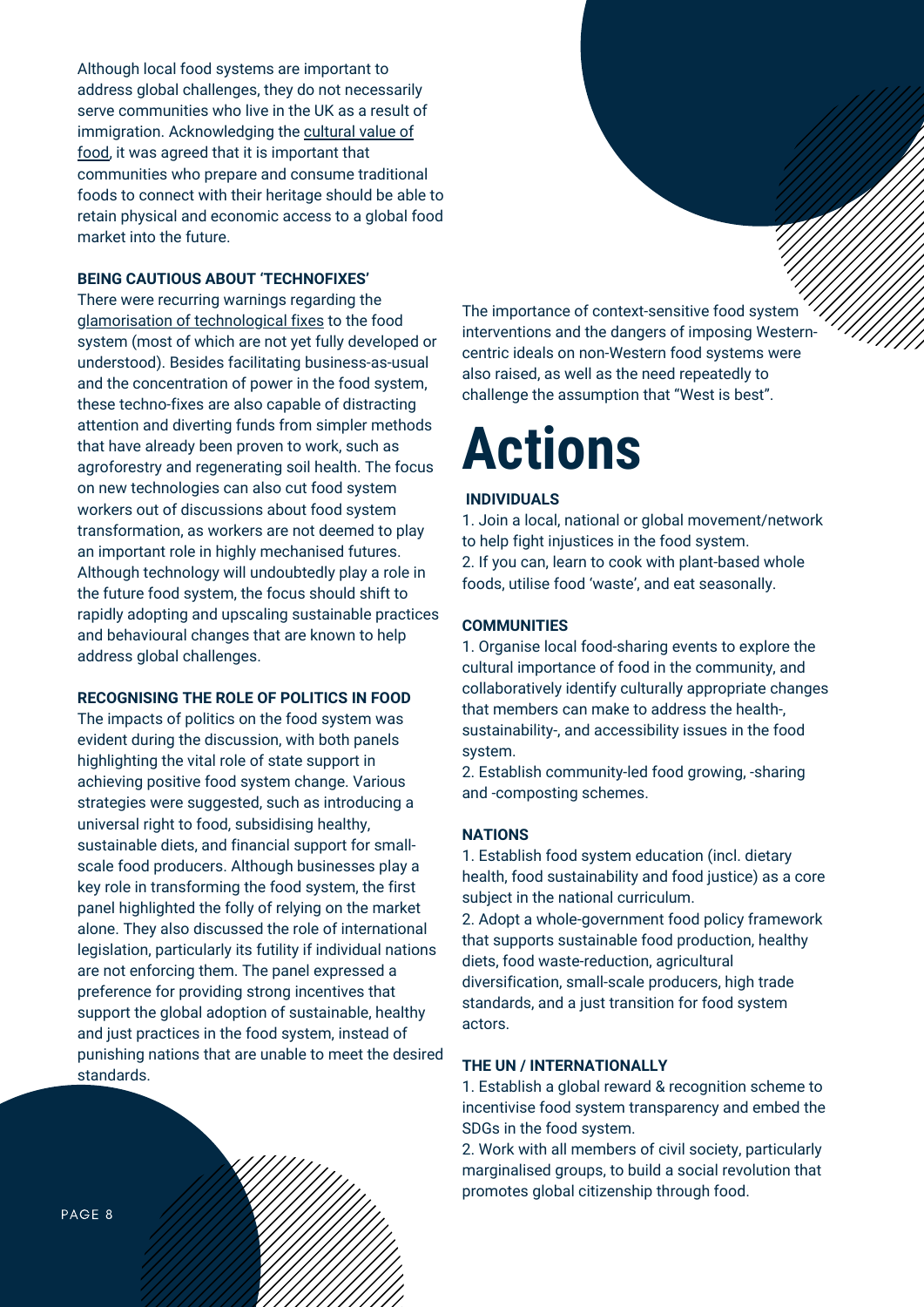Although local food systems are important to address global challenges, they do not necessarily serve communities who live in the UK as a result of immigration. Acknowledging the cultural value of food, it was agreed that it is important that communities who prepare and consume traditional foods to connect with their heritage should be able to retain physical and economic access to a global food market into the future.

**BEING CAUTIOUS ABOUT 'TECHNOFIXES'**

There were recurring warnings regarding the glamorisation of technological fixes to the food system (most of which are not yet fully developed or understood). Besides facilitating business-as-usual and the concentration of power in the food system, these techno-fixes are also capable of distracting attention and diverting funds from simpler methods that have already been proven to work, such as agroforestry and regenerating soil health. The focus on new technologies can also cut food system workers out of discussions about food system transformation, as workers are not deemed to play an important role in highly mechanised futures. Although technology will undoubtedly play a role in the future food system, the focus should shift to rapidly adopting and upscaling sustainable practices and behavioural changes that are known to help address global challenges.

**RECOGNISING THE ROLE OF POLITICS IN FOOD**

The impacts of politics on the food system was evident during the discussion, with both panels highlighting the vital role of state support in achieving positive food system change. Various strategies were suggested, such as introducing a universal right to food, subsidising healthy, sustainable diets, and financial support for small-scale food producers. Although businesses play a key role in transforming the food system, the first panel highlighted the folly of relying on the market alone. They also discussed the role of international legislation, particularly its futility if individual nations are not enforcing them. The panel expressed a preference for providing strong incentives that support the global adoption of sustainable, healthy and just practices in the food system, instead of punishing nations that are unable to meet the desired standards.

The importance of context-sensitive food system interventions and the dangers of imposing Western-centric ideals on non-Western food systems were also raised, as well as the need repeatedly to challenge the assumption that "West is best".

# Actions

**INDIVIDUALS**

1. Join a local, national or global movement/network to help fight injustices in the food system.
2. If you can, learn to cook with plant-based whole foods, utilise food 'waste', and eat seasonally.

**COMMUNITIES**

1. Organise local food-sharing events to explore the cultural importance of food in the community, and collaboratively identify culturally appropriate changes that members can make to address the health-, sustainability-, and accessibility issues in the food system.
2. Establish community-led food growing, -sharing and -composting schemes.

**NATIONS**

1. Establish food system education (incl. dietary health, food sustainability and food justice) as a core subject in the national curriculum.
2. Adopt a whole-government food policy framework that supports sustainable food production, healthy diets, food waste-reduction, agricultural diversification, small-scale producers, high trade standards, and a just transition for food system actors.

**THE UN / INTERNATIONALLY**

1. Establish a global reward & recognition scheme to incentivise food system transparency and embed the SDGs in the food system.
2. Work with all members of civil society, particularly marginalised groups, to build a social revolution that promotes global citizenship through food.